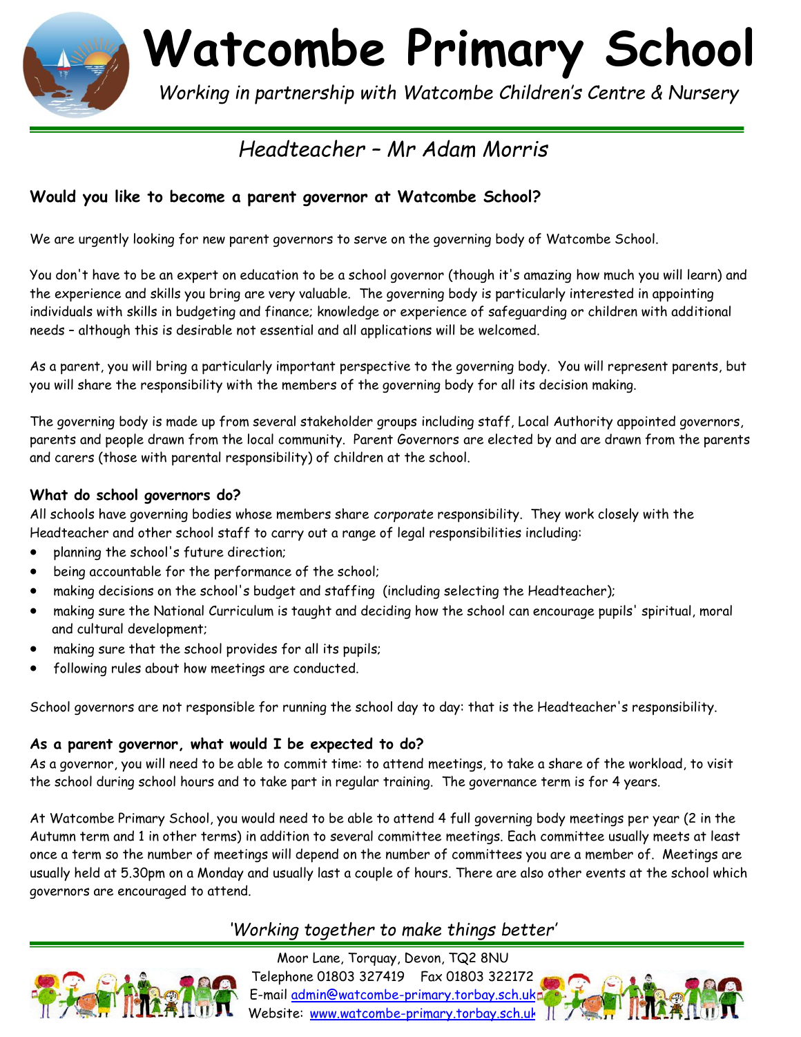# Watcombe Primary School

*Working in partnership with Watcombe Children's Centre & Nursery*

## *Headteacher – Mr Adam Morris*

### Would you like to become a parent governor at Watcombe School?

We are urgently looking for new parent governors to serve on the governing body of Watcombe School.

You don't have to be an expert on education to be a school governor (though it's amazing how much you will learn) and the experience and skills you bring are very valuable. The governing body is particularly interested in appointing individuals with skills in budgeting and finance; knowledge or experience of safeguarding or children with additional needs – although this is desirable not essential and all applications will be welcomed.

As a parent, you will bring a particularly important perspective to the governing body. You will represent parents, but you will share the responsibility with the members of the governing body for all its decision making.

The governing body is made up from several stakeholder groups including staff, Local Authority appointed governors, parents and people drawn from the local community. Parent Governors are elected by and are drawn from the parents and carers (those with parental responsibility) of children at the school.

### What do school governors do?

All schools have governing bodies whose members share *corporate* responsibility. They work closely with the Headteacher and other school staff to carry out a range of legal responsibilities including:

- planning the school's future direction;
- being accountable for the performance of the school;
- making decisions on the school's budget and staffing (including selecting the Headteacher);
- making sure the National Curriculum is taught and deciding how the school can encourage pupils' spiritual, moral and cultural development;
- making sure that the school provides for all its pupils;
- following rules about how meetings are conducted.

School governors are not responsible for running the school day to day: that is the Headteacher's responsibility.

### As a parent governor, what would I be expected to do?

As a governor, you will need to be able to commit time: to attend meetings, to take a share of the workload, to visit the school during school hours and to take part in regular training. The governance term is for 4 years.

At Watcombe Primary School, you would need to be able to attend 4 full governing body meetings per year (2 in the Autumn term and 1 in other terms) in addition to several committee meetings. Each committee usually meets at least once a term so the number of meetings will depend on the number of committees you are a member of. Meetings are usually held at 5.30pm on a Monday and usually last a couple of hours. There are also other events at the school which governors are encouraged to attend.

*'Working together to make things better'*

Moor Lane, Torquay, Devon, TQ2 8NU
Telephone 01803 327419 Fax 01803 322172
E-mail admin@watcombe-primary.torbay.sch.uk
Website: www.watcombe-primary.torbay.sch.uk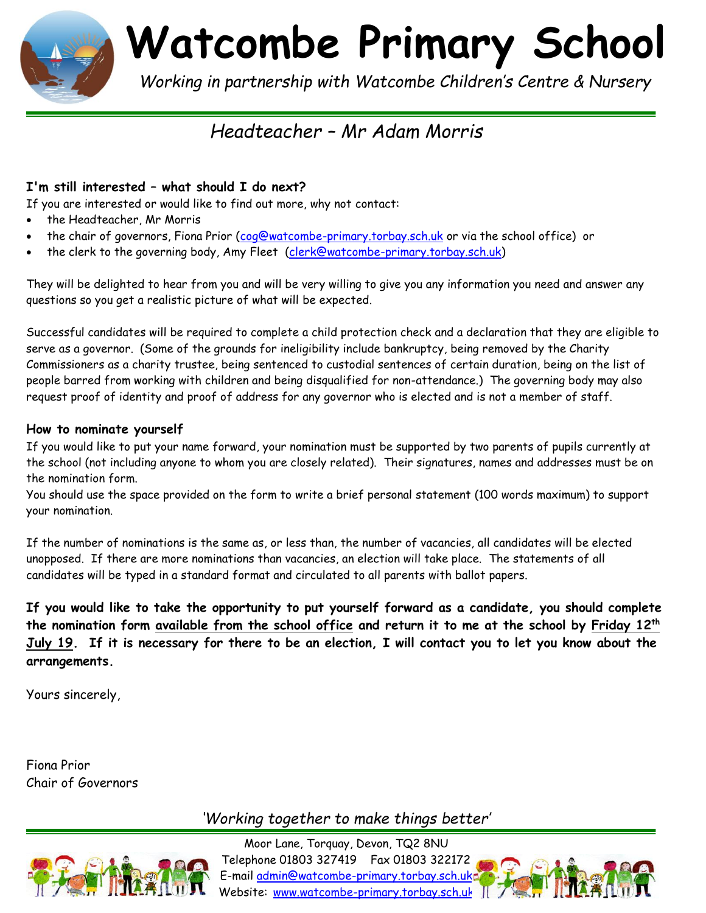# Watcombe Primary School

*Working in partnership with Watcombe Children's Centre & Nursery*

## *Headteacher – Mr Adam Morris*

**I'm still interested – what should I do next?**

If you are interested or would like to find out more, why not contact:

- the Headteacher, Mr Morris
- the chair of governors, Fiona Prior (cog@watcombe-primary.torbay.sch.uk or via the school office) or
- the clerk to the governing body, Amy Fleet (clerk@watcombe-primary.torbay.sch.uk)

They will be delighted to hear from you and will be very willing to give you any information you need and answer any questions so you get a realistic picture of what will be expected.

Successful candidates will be required to complete a child protection check and a declaration that they are eligible to serve as a governor. (Some of the grounds for ineligibility include bankruptcy, being removed by the Charity Commissioners as a charity trustee, being sentenced to custodial sentences of certain duration, being on the list of people barred from working with children and being disqualified for non-attendance.) The governing body may also request proof of identity and proof of address for any governor who is elected and is not a member of staff.

**How to nominate yourself**

If you would like to put your name forward, your nomination must be supported by two parents of pupils currently at the school (not including anyone to whom you are closely related). Their signatures, names and addresses must be on the nomination form.

You should use the space provided on the form to write a brief personal statement (100 words maximum) to support your nomination.

If the number of nominations is the same as, or less than, the number of vacancies, all candidates will be elected unopposed. If there are more nominations than vacancies, an election will take place. The statements of all candidates will be typed in a standard format and circulated to all parents with ballot papers.

**If you would like to take the opportunity to put yourself forward as a candidate, you should complete the nomination form available from the school office and return it to me at the school by Friday 12th July 19. If it is necessary for there to be an election, I will contact you to let you know about the arrangements.**

Yours sincerely,

Fiona Prior
Chair of Governors

*'Working together to make things better'*

Moor Lane, Torquay, Devon, TQ2 8NU
Telephone 01803 327419 Fax 01803 322172
E-mail admin@watcombe-primary.torbay.sch.uk
Website: www.watcombe-primary.torbay.sch.uk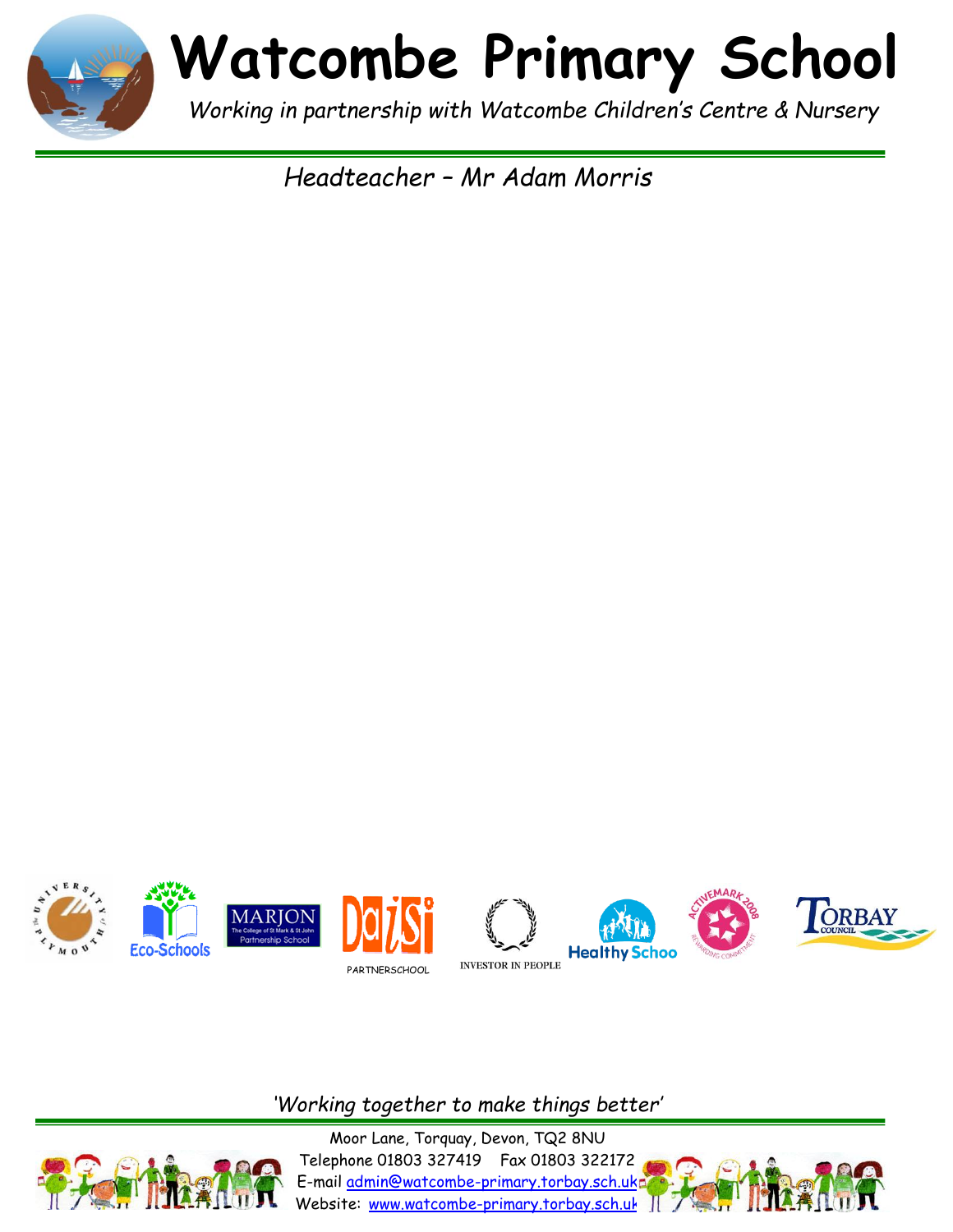# Watcombe Primary School

*Working in partnership with Watcombe Children's Centre & Nursery*

*Headteacher – Mr Adam Morris*

PARTNERSCHOOL

INVESTOR IN PEOPLE

*'Working together to make things better'*

Moor Lane, Torquay, Devon, TQ2 8NU
Telephone 01803 327419  Fax 01803 322172
E-mail admin@watcombe-primary.torbay.sch.uk
Website: www.watcombe-primary.torbay.sch.uk